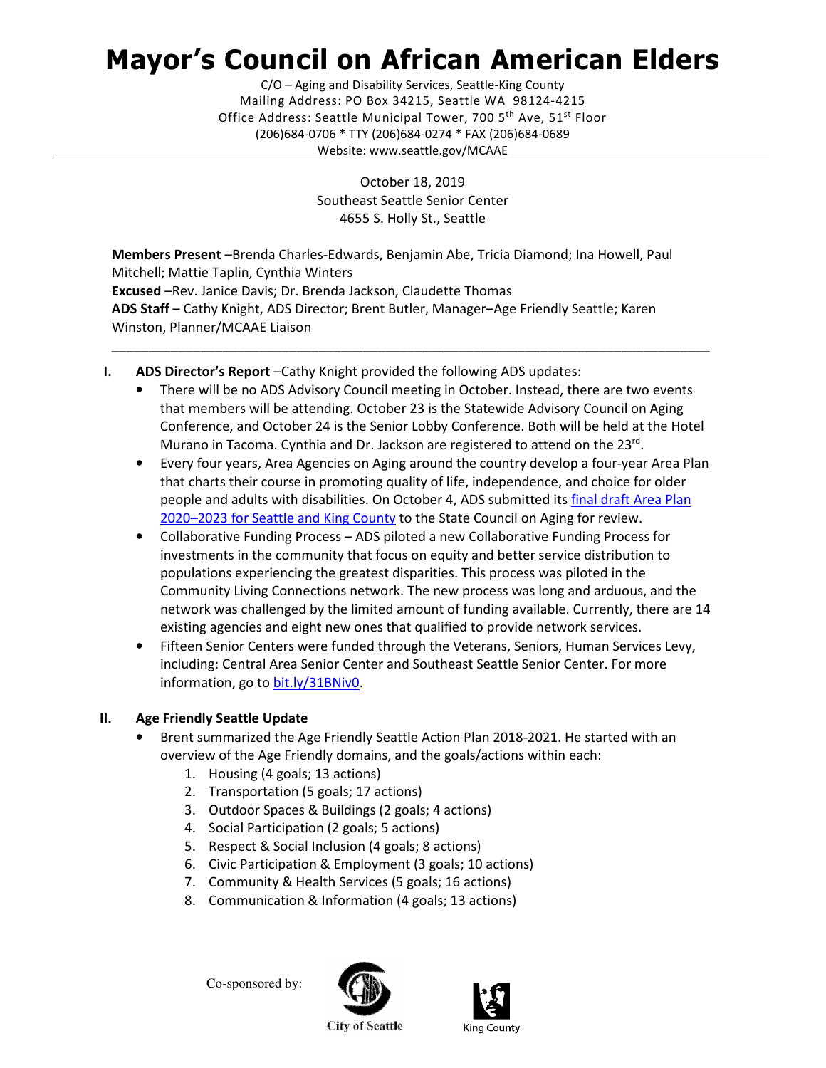# Mayor's Council on African American Elders

C/O – Aging and Disability Services, Seattle-King County
Mailing Address: PO Box 34215, Seattle WA 98124-4215
Office Address: Seattle Municipal Tower, 700 5th Ave, 51st Floor
(206)684-0706 * TTY (206)684-0274 * FAX (206)684-0689
Website: www.seattle.gov/MCAAE

October 18, 2019
Southeast Seattle Senior Center
4655 S. Holly St., Seattle

**Members Present** –Brenda Charles-Edwards, Benjamin Abe, Tricia Diamond; Ina Howell, Paul Mitchell; Mattie Taplin, Cynthia Winters
**Excused** –Rev. Janice Davis; Dr. Brenda Jackson, Claudette Thomas
**ADS Staff** – Cathy Knight, ADS Director; Brent Butler, Manager–Age Friendly Seattle; Karen Winston, Planner/MCAAE Liaison

---

**I. ADS Director's Report** –Cathy Knight provided the following ADS updates:

- There will be no ADS Advisory Council meeting in October. Instead, there are two events that members will be attending. October 23 is the Statewide Advisory Council on Aging Conference, and October 24 is the Senior Lobby Conference. Both will be held at the Hotel Murano in Tacoma. Cynthia and Dr. Jackson are registered to attend on the 23rd.
- Every four years, Area Agencies on Aging around the country develop a four-year Area Plan that charts their course in promoting quality of life, independence, and choice for older people and adults with disabilities. On October 4, ADS submitted its final draft Area Plan 2020–2023 for Seattle and King County to the State Council on Aging for review.
- Collaborative Funding Process – ADS piloted a new Collaborative Funding Process for investments in the community that focus on equity and better service distribution to populations experiencing the greatest disparities. This process was piloted in the Community Living Connections network. The new process was long and arduous, and the network was challenged by the limited amount of funding available. Currently, there are 14 existing agencies and eight new ones that qualified to provide network services.
- Fifteen Senior Centers were funded through the Veterans, Seniors, Human Services Levy, including: Central Area Senior Center and Southeast Seattle Senior Center. For more information, go to bit.ly/31BNiv0.

**II. Age Friendly Seattle Update**

- Brent summarized the Age Friendly Seattle Action Plan 2018-2021. He started with an overview of the Age Friendly domains, and the goals/actions within each:
  1. Housing (4 goals; 13 actions)
  2. Transportation (5 goals; 17 actions)
  3. Outdoor Spaces & Buildings (2 goals; 4 actions)
  4. Social Participation (2 goals; 5 actions)
  5. Respect & Social Inclusion (4 goals; 8 actions)
  6. Civic Participation & Employment (3 goals; 10 actions)
  7. Community & Health Services (5 goals; 16 actions)
  8. Communication & Information (4 goals; 13 actions)

Co-sponsored by: City of Seattle, King County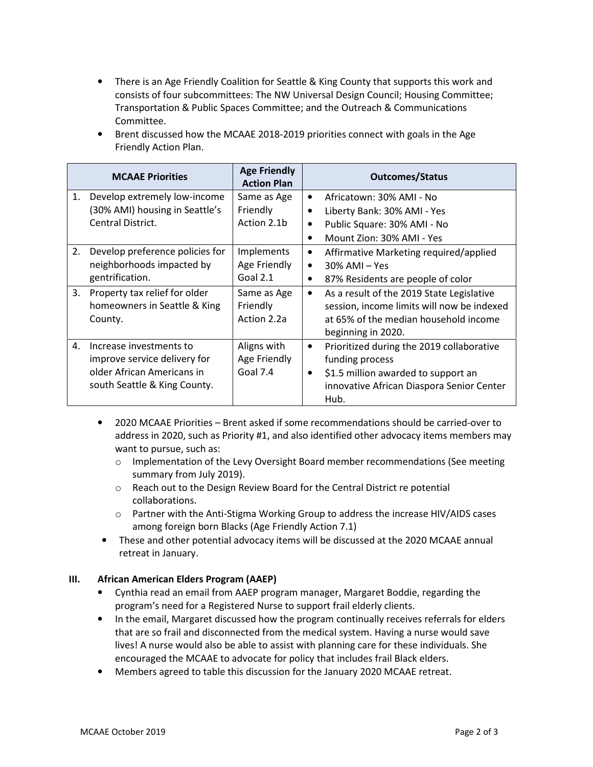- There is an Age Friendly Coalition for Seattle & King County that supports this work and consists of four subcommittees: The NW Universal Design Council; Housing Committee; Transportation & Public Spaces Committee; and the Outreach & Communications Committee.
- Brent discussed how the MCAAE 2018-2019 priorities connect with goals in the Age Friendly Action Plan.

| MCAAE Priorities | Age Friendly Action Plan | Outcomes/Status |
|---|---|---|
| 1. Develop extremely low-income (30% AMI) housing in Seattle's Central District. | Same as Age Friendly Action 2.1b | • Africatown: 30% AMI - No<br>• Liberty Bank: 30% AMI - Yes<br>• Public Square: 30% AMI - No<br>• Mount Zion: 30% AMI - Yes |
| 2. Develop preference policies for neighborhoods impacted by gentrification. | Implements Age Friendly Goal 2.1 | • Affirmative Marketing required/applied<br>• 30% AMI – Yes<br>• 87% Residents are people of color |
| 3. Property tax relief for older homeowners in Seattle & King County. | Same as Age Friendly Action 2.2a | • As a result of the 2019 State Legislative session, income limits will now be indexed at 65% of the median household income beginning in 2020. |
| 4. Increase investments to improve service delivery for older African Americans in south Seattle & King County. | Aligns with Age Friendly Goal 7.4 | • Prioritized during the 2019 collaborative funding process<br>• $1.5 million awarded to support an innovative African Diaspora Senior Center Hub. |

- 2020 MCAAE Priorities – Brent asked if some recommendations should be carried-over to address in 2020, such as Priority #1, and also identified other advocacy items members may want to pursue, such as:
  - Implementation of the Levy Oversight Board member recommendations (See meeting summary from July 2019).
  - Reach out to the Design Review Board for the Central District re potential collaborations.
  - Partner with the Anti-Stigma Working Group to address the increase HIV/AIDS cases among foreign born Blacks (Age Friendly Action 7.1)
- These and other potential advocacy items will be discussed at the 2020 MCAAE annual retreat in January.

### III. African American Elders Program (AAEP)

- Cynthia read an email from AAEP program manager, Margaret Boddie, regarding the program's need for a Registered Nurse to support frail elderly clients.
- In the email, Margaret discussed how the program continually receives referrals for elders that are so frail and disconnected from the medical system. Having a nurse would save lives! A nurse would also be able to assist with planning care for these individuals. She encouraged the MCAAE to advocate for policy that includes frail Black elders.
- Members agreed to table this discussion for the January 2020 MCAAE retreat.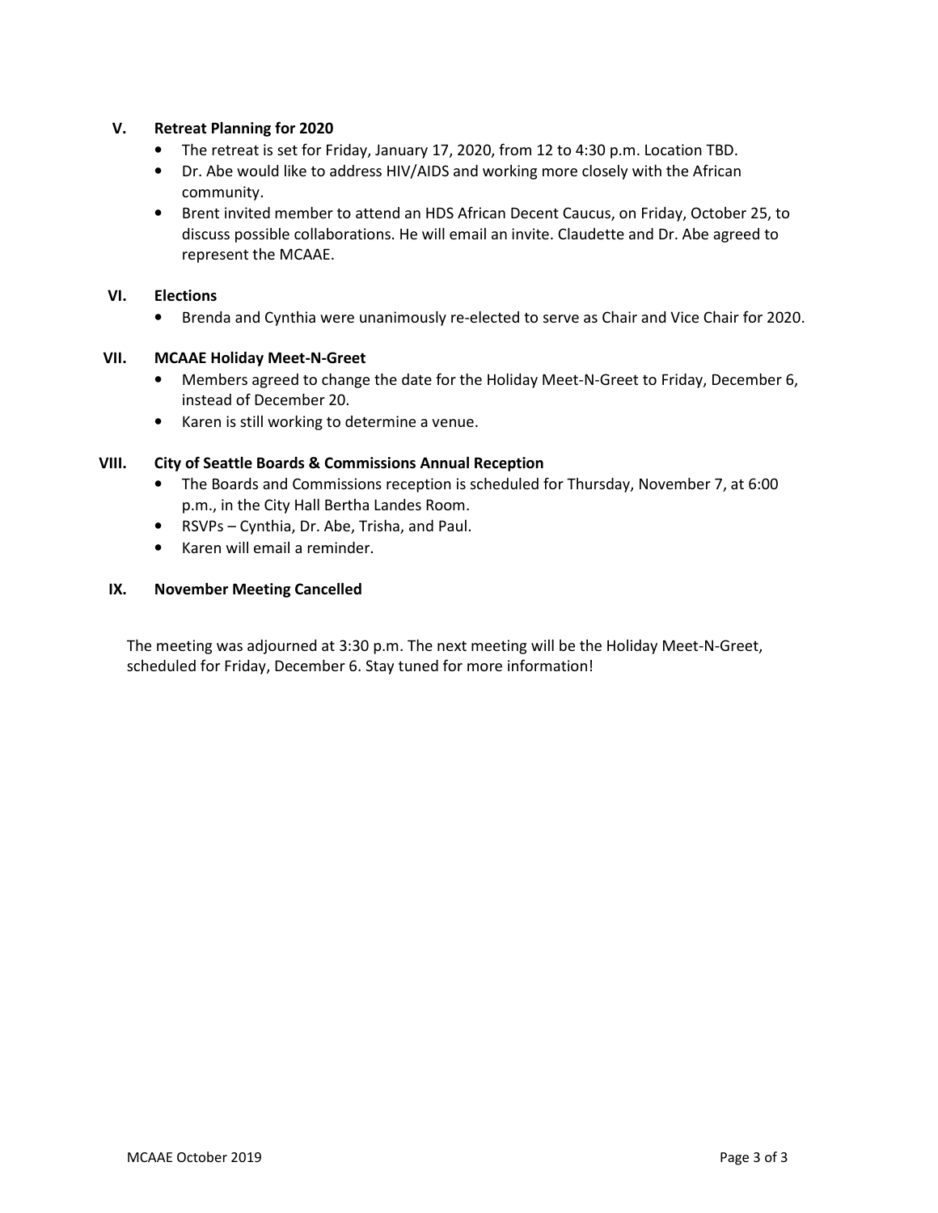## V. Retreat Planning for 2020

- The retreat is set for Friday, January 17, 2020, from 12 to 4:30 p.m. Location TBD.
- Dr. Abe would like to address HIV/AIDS and working more closely with the African community.
- Brent invited member to attend an HDS African Decent Caucus, on Friday, October 25, to discuss possible collaborations. He will email an invite. Claudette and Dr. Abe agreed to represent the MCAAE.

## VI. Elections

- Brenda and Cynthia were unanimously re-elected to serve as Chair and Vice Chair for 2020.

## VII. MCAAE Holiday Meet-N-Greet

- Members agreed to change the date for the Holiday Meet-N-Greet to Friday, December 6, instead of December 20.
- Karen is still working to determine a venue.

## VIII. City of Seattle Boards & Commissions Annual Reception

- The Boards and Commissions reception is scheduled for Thursday, November 7, at 6:00 p.m., in the City Hall Bertha Landes Room.
- RSVPs – Cynthia, Dr. Abe, Trisha, and Paul.
- Karen will email a reminder.

## IX. November Meeting Cancelled

The meeting was adjourned at 3:30 p.m. The next meeting will be the Holiday Meet-N-Greet, scheduled for Friday, December 6. Stay tuned for more information!